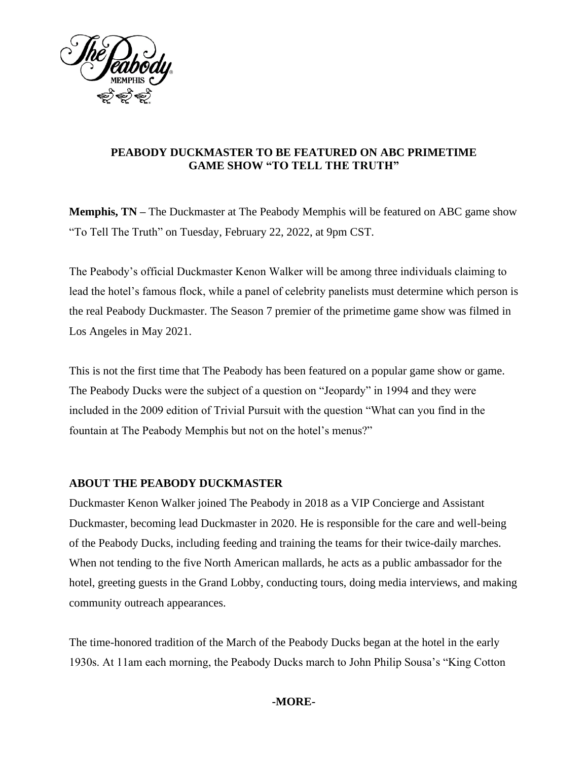# PEADBODY DUCKMASTER TO BE FEATURED ON ABC PRIMETIME GAME SHOW "TO TELL THE TRUTH"

**Memphis, TN –** The Duckmaster at The Peabody Memphis will be featured on ABC game show "To Tell The Truth" on Tuesday, February 22, 2022, at 9pm CST.

The Peabody's official Duckmaster Kenon Walker will be among three individuals claiming to lead the hotel's famous flock, while a panel of celebrity panelists must determine which person is the real Peabody Duckmaster. The Season 7 premier of the primetime game show was filmed in Los Angeles in May 2021.

This is not the first time that The Peabody has been featured on a popular game show or game. The Peabody Ducks were the subject of a question on "Jeopardy" in 1994 and they were included in the 2009 edition of Trivial Pursuit with the question "What can you find in the fountain at The Peabody Memphis but not on the hotel's menus?"

## ABOUT THE PEABODY DUCKMASTER

Duckmaster Kenon Walker joined The Peabody in 2018 as a VIP Concierge and Assistant Duckmaster, becoming lead Duckmaster in 2020. He is responsible for the care and well-being of the Peabody Ducks, including feeding and training the teams for their twice-daily marches. When not tending to the five North American mallards, he acts as a public ambassador for the hotel, greeting guests in the Grand Lobby, conducting tours, doing media interviews, and making community outreach appearances.

The time-honored tradition of the March of the Peabody Ducks began at the hotel in the early 1930s. At 11am each morning, the Peabody Ducks march to John Philip Sousa's "King Cotton

**-MORE-**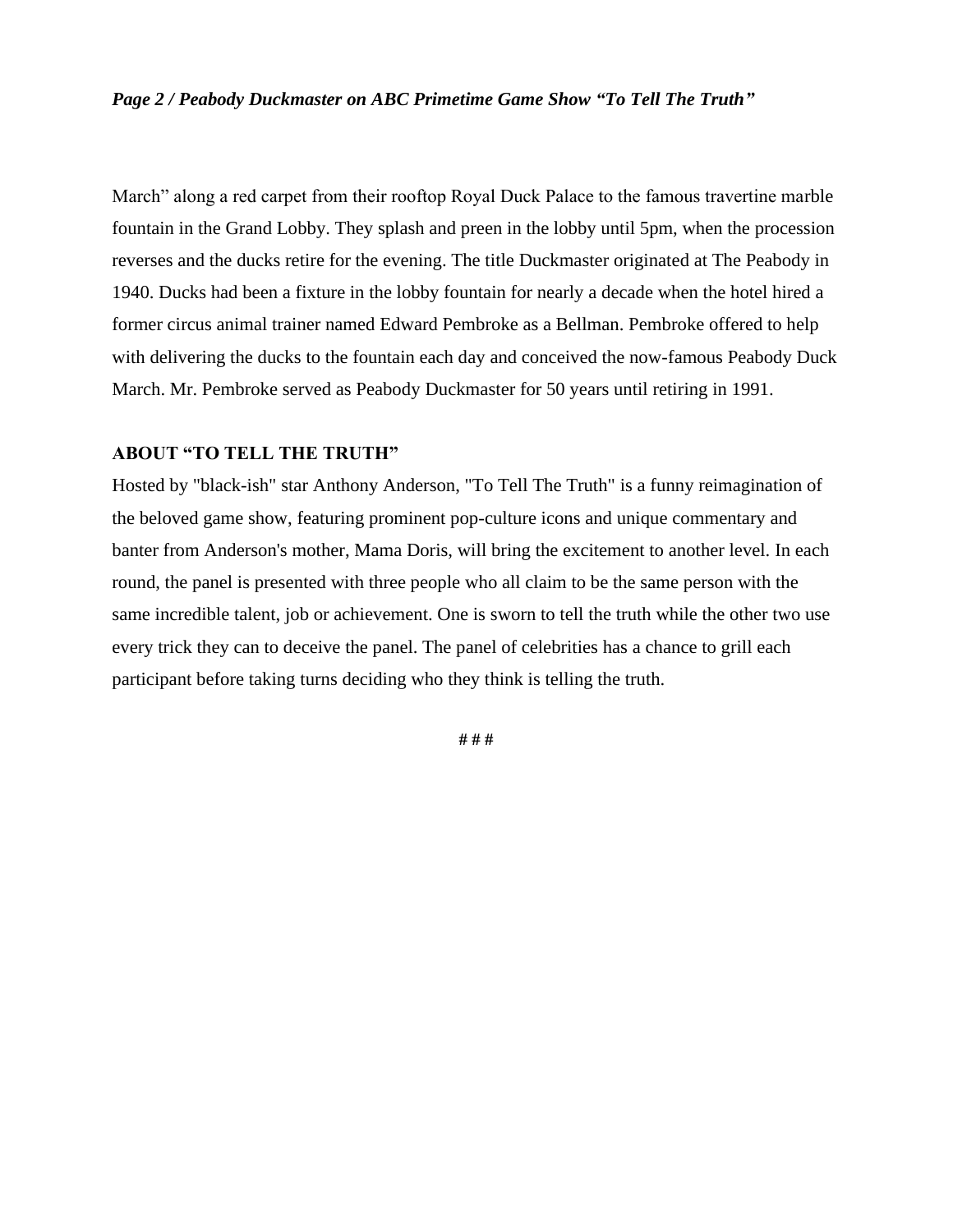March” along a red carpet from their rooftop Royal Duck Palace to the famous travertine marble fountain in the Grand Lobby. They splash and preen in the lobby until 5pm, when the procession reverses and the ducks retire for the evening. The title Duckmaster originated at The Peabody in 1940. Ducks had been a fixture in the lobby fountain for nearly a decade when the hotel hired a former circus animal trainer named Edward Pembroke as a Bellman. Pembroke offered to help with delivering the ducks to the fountain each day and conceived the now-famous Peabody Duck March. Mr. Pembroke served as Peabody Duckmaster for 50 years until retiring in 1991.

**ABOUT “TO TELL THE TRUTH”**

Hosted by "black-ish" star Anthony Anderson, "To Tell The Truth" is a funny reimagination of the beloved game show, featuring prominent pop-culture icons and unique commentary and banter from Anderson's mother, Mama Doris, will bring the excitement to another level. In each round, the panel is presented with three people who all claim to be the same person with the same incredible talent, job or achievement. One is sworn to tell the truth while the other two use every trick they can to deceive the panel. The panel of celebrities has a chance to grill each participant before taking turns deciding who they think is telling the truth.

# # #